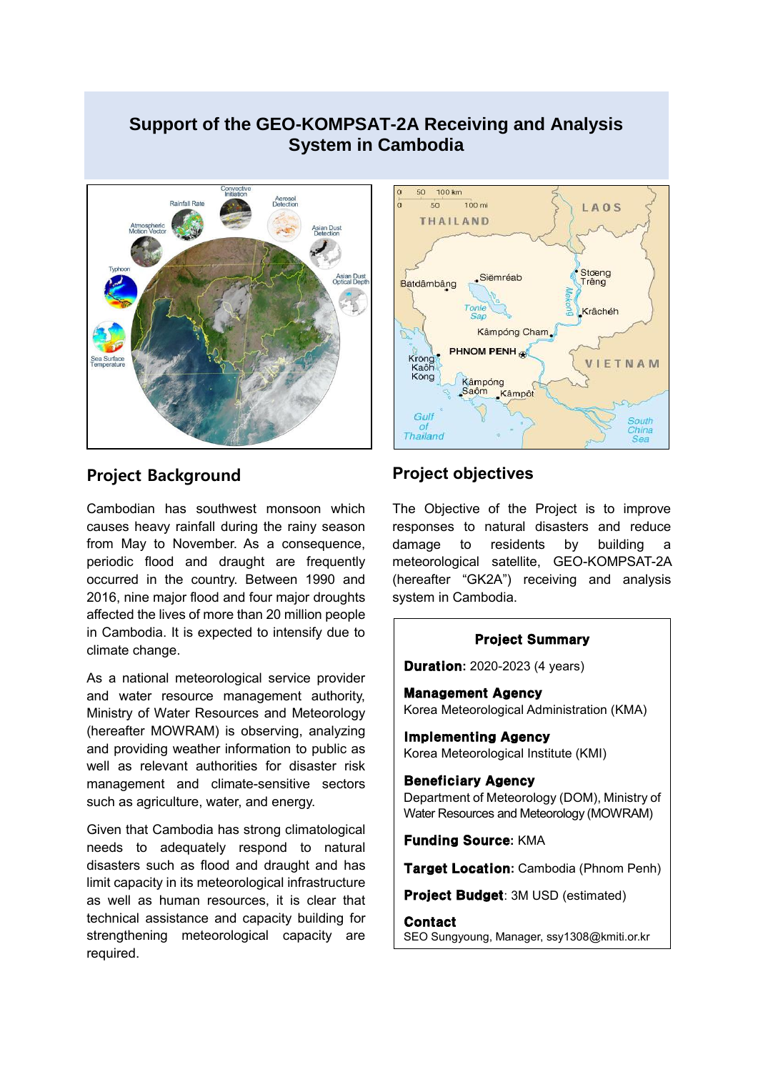# Support of the GEO-KOMPSAT-2A Receiving and Analysis System in Cambodia

## Project Background

Cambodian has southwest monsoon which causes heavy rainfall during the rainy season from May to November. As a consequence, periodic flood and draught are frequently occurred in the country. Between 1990 and 2016, nine major flood and four major droughts affected the lives of more than 20 million people in Cambodia. It is expected to intensify due to climate change.

As a national meteorological service provider and water resource management authority, Ministry of Water Resources and Meteorology (hereafter MOWRAM) is observing, analyzing and providing weather information to public as well as relevant authorities for disaster risk management and climate-sensitive sectors such as agriculture, water, and energy.

Given that Cambodia has strong climatological needs to adequately respond to natural disasters such as flood and draught and has limit capacity in its meteorological infrastructure as well as human resources, it is clear that technical assistance and capacity building for strengthening meteorological capacity are required.

## Project objectives

The Objective of the Project is to improve responses to natural disasters and reduce damage to residents by building a meteorological satellite, GEO-KOMPSAT-2A (hereafter "GK2A") receiving and analysis system in Cambodia.

**Project Summary**

**Duration:** 2020-2023 (4 years)

**Management Agency**
Korea Meteorological Administration (KMA)

**Implementing Agency**
Korea Meteorological Institute (KMI)

**Beneficiary Agency**
Department of Meteorology (DOM), Ministry of Water Resources and Meteorology (MOWRAM)

**Funding Source:** KMA

**Target Location:** Cambodia (Phnom Penh)

**Project Budget**: 3M USD (estimated)

**Contact**
SEO Sungyoung, Manager, ssy1308@kmiti.or.kr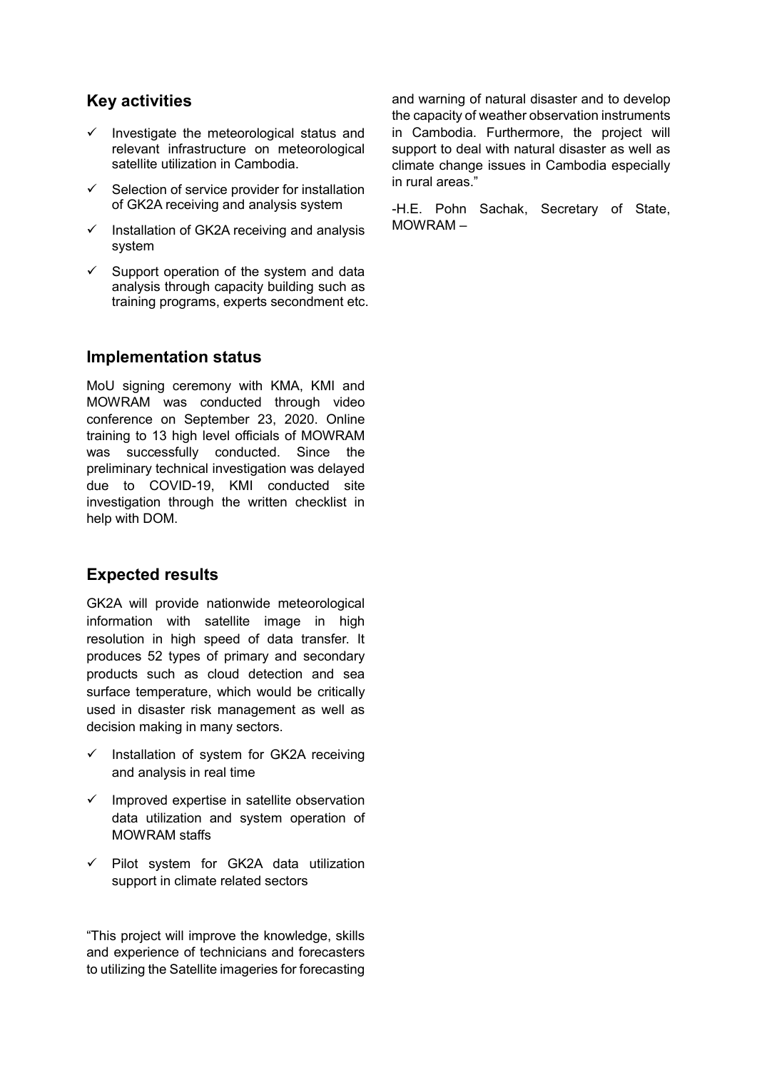## Key activities

- ✓ Investigate the meteorological status and relevant infrastructure on meteorological satellite utilization in Cambodia.
- ✓ Selection of service provider for installation of GK2A receiving and analysis system
- ✓ Installation of GK2A receiving and analysis system
- ✓ Support operation of the system and data analysis through capacity building such as training programs, experts secondment etc.

## Implementation status

MoU signing ceremony with KMA, KMI and MOWRAM was conducted through video conference on September 23, 2020. Online training to 13 high level officials of MOWRAM was successfully conducted. Since the preliminary technical investigation was delayed due to COVID-19, KMI conducted site investigation through the written checklist in help with DOM.

## Expected results

GK2A will provide nationwide meteorological information with satellite image in high resolution in high speed of data transfer. It produces 52 types of primary and secondary products such as cloud detection and sea surface temperature, which would be critically used in disaster risk management as well as decision making in many sectors.

- ✓ Installation of system for GK2A receiving and analysis in real time
- ✓ Improved expertise in satellite observation data utilization and system operation of MOWRAM staffs
- ✓ Pilot system for GK2A data utilization support in climate related sectors

"This project will improve the knowledge, skills and experience of technicians and forecasters to utilizing the Satellite imageries for forecasting and warning of natural disaster and to develop the capacity of weather observation instruments in Cambodia. Furthermore, the project will support to deal with natural disaster as well as climate change issues in Cambodia especially in rural areas."

-H.E. Pohn Sachak, Secretary of State, MOWRAM –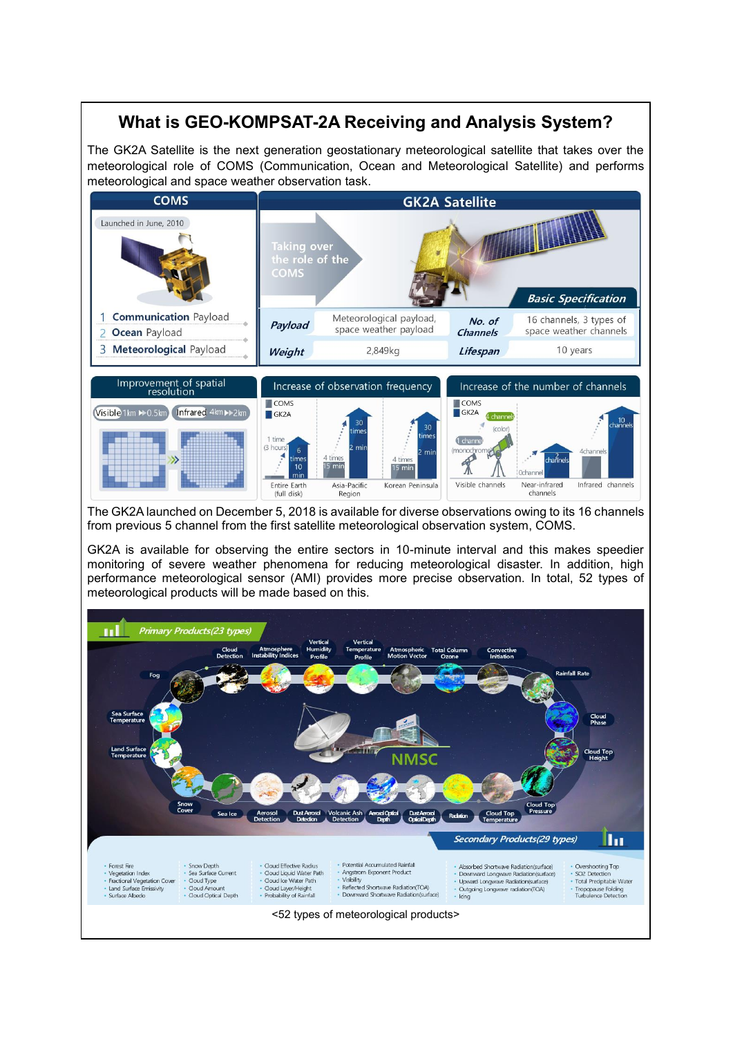# What is GEO-KOMPSAT-2A Receiving and Analysis System?

The GK2A Satellite is the next generation geostationary meteorological satellite that takes over the meteorological role of COMS (Communication, Ocean and Meteorological Satellite) and performs meteorological and space weather observation task.

**COMS**

Launched in June, 2010

1. **Communication** Payload
2. **Ocean** Payload
3. **Meteorological** Payload

**GK2A Satellite**

Taking over the role of the COMS

*Basic Specification*

| | | | |
|---|---|---|---|
| *Payload* | Meteorological payload, space weather payload | *No. of Channels* | 16 channels, 3 types of space weather channels |
| *Weight* | 2,849kg | *Lifespan* | 10 years |

**Improvement of spatial resolution**

Visible 1km ▶▶0.5km  Infrared 4km ▶▶2km

**Increase of observation frequency**

COMS
GK2A

1 time (3 hours)
6 times 10 min
Entire Earth (full disk)

4 times 15 min
30 times 2 min
Asia-Pacific Region

4 times 15 min
30 times 2 min
Korean Peninsula

**Increase of the number of channels**

COMS
GK2A

1 channel (monochrome)
4 channels (color)
Visible channels

0channel
2 channels
Near-infrared channels

4channels
10 channels
Infrared channels

The GK2A launched on December 5, 2018 is available for diverse observations owing to its 16 channels from previous 5 channel from the first satellite meteorological observation system, COMS.

GK2A is available for observing the entire sectors in 10-minute interval and this makes speedier monitoring of severe weather phenomena for reducing meteorological disaster. In addition, high performance meteorological sensor (AMI) provides more precise observation. In total, 52 types of meteorological products will be made based on this.

*Primary Products(23 types)*

Fog, Cloud Detection, Atmosphere Instability Indices, Vertical Humidity Profile, Vertical Temperature Profile, Atmospheric Motion Vector, Total Column Ozone, Convective Initiation, Rainfall Rate, Cloud Phase, Cloud Top Height, Cloud Top Pressure, Cloud Top Temperature, Radiation, Dust Aerosol Optical Depth, Aerosol Optical Depth, Volcanic Ash Detection, Dust Aerosol Detection, Aerosol Detection, Sea Ice, Snow Cover, Land Surface Temperature, Sea Surface Temperature

NMSC

*Secondary Products(29 types)*

- Forest Fire
- Vegetation Index
- Fractional Vegetation Cover
- Land Surface Emissivity
- Surface Albedo
- Snow Depth
- Sea Surface Current
- Cloud Type
- Cloud Amount
- Cloud Optical Depth
- Cloud Effective Radius
- Cloud Liquid Water Path
- Cloud Ice Water Path
- Cloud Layer/Height
- Probability of Rainfall
- Potential Accumulated Rainfall
- Angstrom Exponent Product
- Visibility
- Reflected Shortwave Radiation(TOA)
- Downward Shortwave Radiation(surface)
- Absorbed Shortwave Radiation(surface)
- Downward Longwave Radiation(surface)
- Upward Longwave Radiation(surface)
- Outgoing Longwave radiation(TOA)
- Icing
- Overshooting Top
- SO2 Detection
- Total Precipitable Water
- Tropopause Folding Turbulence Detection

<52 types of meteorological products>